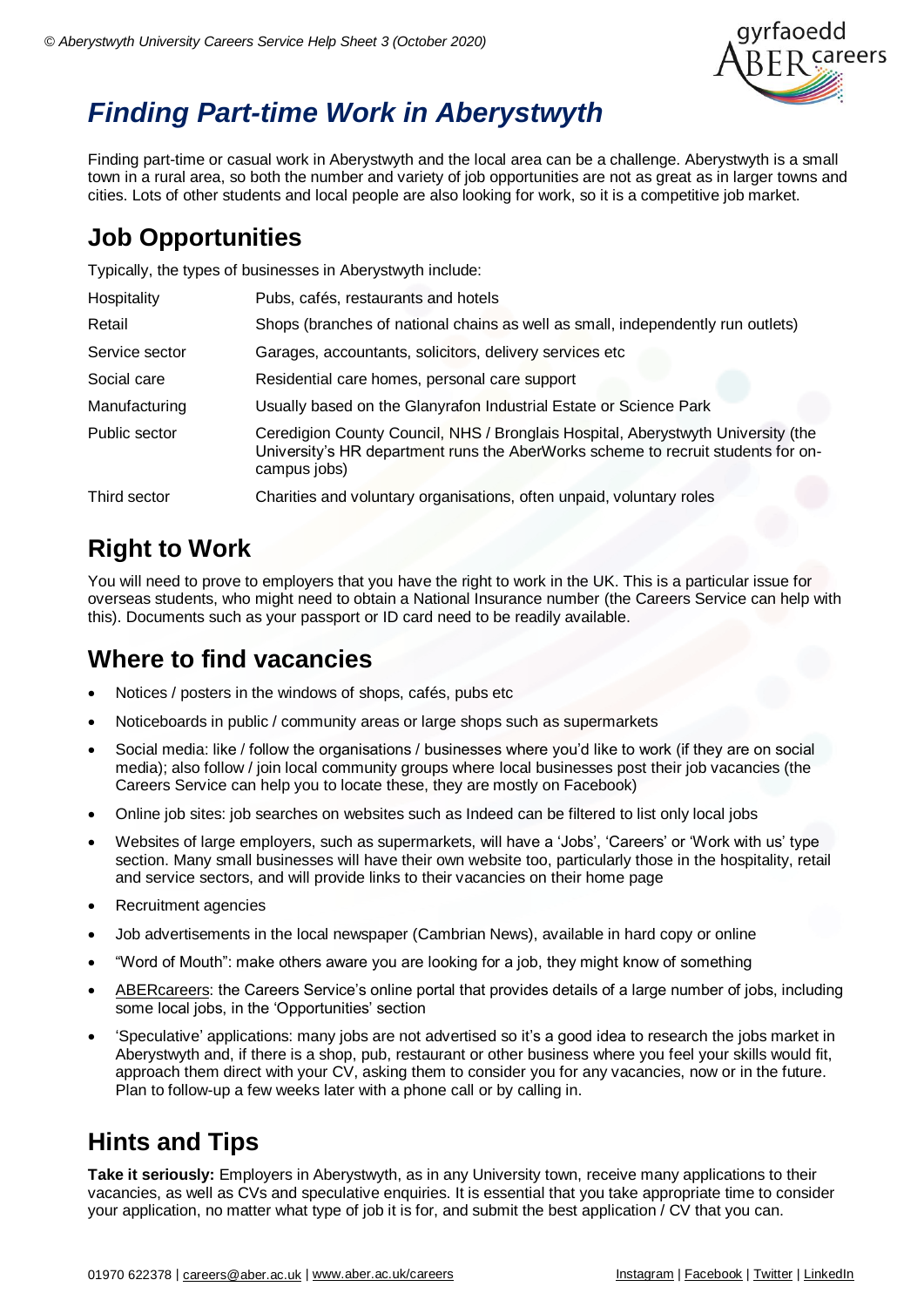# Finding Part-time Work in Aberystwyth

Finding part-time or casual work in Aberystwyth and the local area can be a challenge. Aberystwyth is a small town in a rural area, so both the number and variety of job opportunities are not as great as in larger towns and cities. Lots of other students and local people are also looking for work, so it is a competitive job market.

## Job Opportunities

Typically, the types of businesses in Aberystwyth include:

| | |
|---|---|
| Hospitality | Pubs, cafés, restaurants and hotels |
| Retail | Shops (branches of national chains as well as small, independently run outlets) |
| Service sector | Garages, accountants, solicitors, delivery services etc |
| Social care | Residential care homes, personal care support |
| Manufacturing | Usually based on the Glanyrafon Industrial Estate or Science Park |
| Public sector | Ceredigion County Council, NHS / Bronglais Hospital, Aberystwyth University (the University's HR department runs the AberWorks scheme to recruit students for on-campus jobs) |
| Third sector | Charities and voluntary organisations, often unpaid, voluntary roles |

## Right to Work

You will need to prove to employers that you have the right to work in the UK. This is a particular issue for overseas students, who might need to obtain a National Insurance number (the Careers Service can help with this). Documents such as your passport or ID card need to be readily available.

## Where to find vacancies

- Notices / posters in the windows of shops, cafés, pubs etc
- Noticeboards in public / community areas or large shops such as supermarkets
- Social media: like / follow the organisations / businesses where you'd like to work (if they are on social media); also follow / join local community groups where local businesses post their job vacancies (the Careers Service can help you to locate these, they are mostly on Facebook)
- Online job sites: job searches on websites such as Indeed can be filtered to list only local jobs
- Websites of large employers, such as supermarkets, will have a 'Jobs', 'Careers' or 'Work with us' type section. Many small businesses will have their own website too, particularly those in the hospitality, retail and service sectors, and will provide links to their vacancies on their home page
- Recruitment agencies
- Job advertisements in the local newspaper (Cambrian News), available in hard copy or online
- "Word of Mouth": make others aware you are looking for a job, they might know of something
- ABERcareers: the Careers Service's online portal that provides details of a large number of jobs, including some local jobs, in the 'Opportunities' section
- 'Speculative' applications: many jobs are not advertised so it's a good idea to research the jobs market in Aberystwyth and, if there is a shop, pub, restaurant or other business where you feel your skills would fit, approach them direct with your CV, asking them to consider you for any vacancies, now or in the future. Plan to follow-up a few weeks later with a phone call or by calling in.

## Hints and Tips

**Take it seriously:** Employers in Aberystwyth, as in any University town, receive many applications to their vacancies, as well as CVs and speculative enquiries. It is essential that you take appropriate time to consider your application, no matter what type of job it is for, and submit the best application / CV that you can.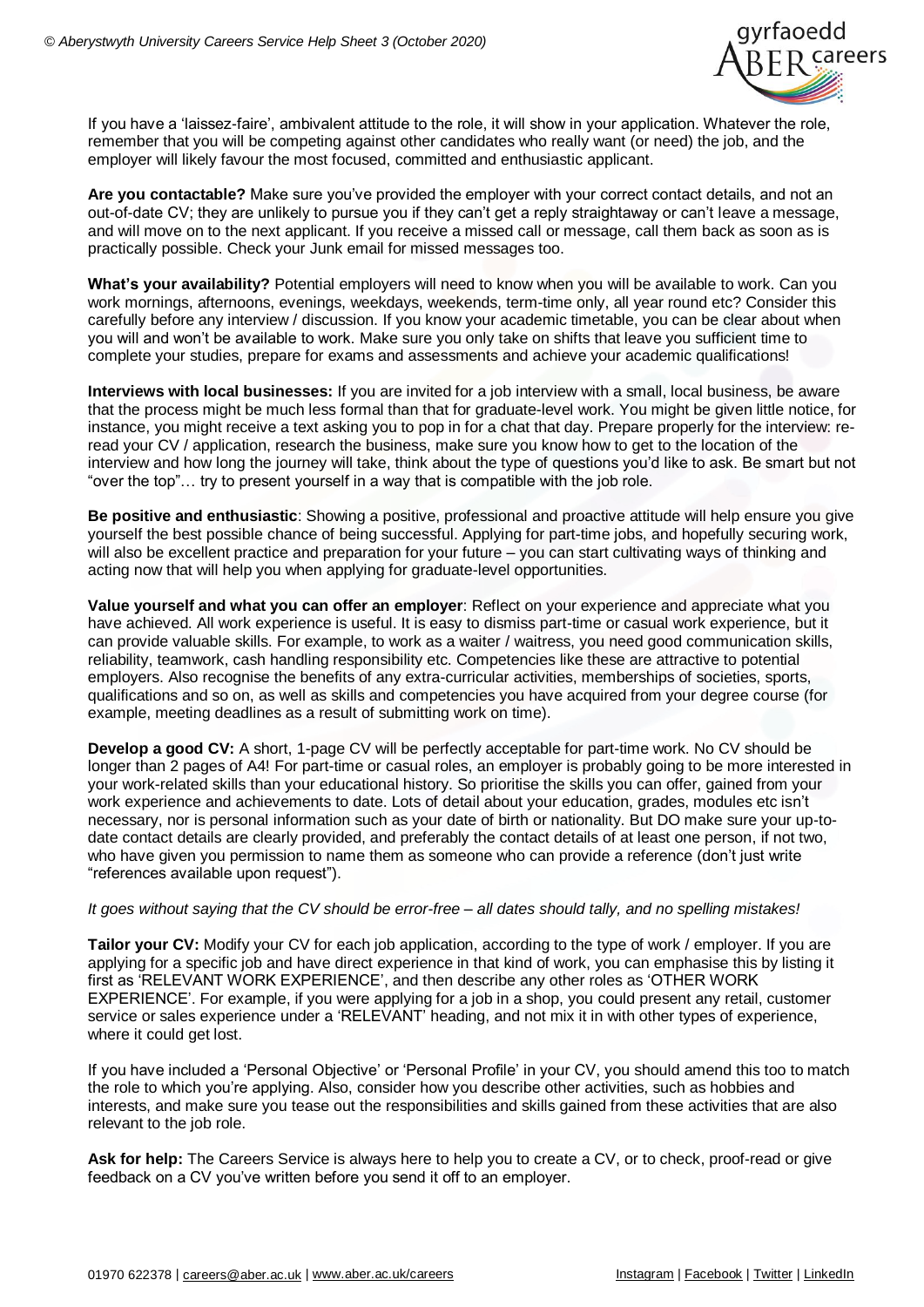If you have a 'laissez-faire', ambivalent attitude to the role, it will show in your application. Whatever the role, remember that you will be competing against other candidates who really want (or need) the job, and the employer will likely favour the most focused, committed and enthusiastic applicant.

**Are you contactable?** Make sure you've provided the employer with your correct contact details, and not an out-of-date CV; they are unlikely to pursue you if they can't get a reply straightaway or can't leave a message, and will move on to the next applicant. If you receive a missed call or message, call them back as soon as is practically possible. Check your Junk email for missed messages too.

**What's your availability?** Potential employers will need to know when you will be available to work. Can you work mornings, afternoons, evenings, weekdays, weekends, term-time only, all year round etc? Consider this carefully before any interview / discussion. If you know your academic timetable, you can be clear about when you will and won't be available to work. Make sure you only take on shifts that leave you sufficient time to complete your studies, prepare for exams and assessments and achieve your academic qualifications!

**Interviews with local businesses:** If you are invited for a job interview with a small, local business, be aware that the process might be much less formal than that for graduate-level work. You might be given little notice, for instance, you might receive a text asking you to pop in for a chat that day. Prepare properly for the interview: re-read your CV / application, research the business, make sure you know how to get to the location of the interview and how long the journey will take, think about the type of questions you'd like to ask. Be smart but not "over the top"… try to present yourself in a way that is compatible with the job role.

**Be positive and enthusiastic**: Showing a positive, professional and proactive attitude will help ensure you give yourself the best possible chance of being successful. Applying for part-time jobs, and hopefully securing work, will also be excellent practice and preparation for your future – you can start cultivating ways of thinking and acting now that will help you when applying for graduate-level opportunities.

**Value yourself and what you can offer an employer**: Reflect on your experience and appreciate what you have achieved. All work experience is useful. It is easy to dismiss part-time or casual work experience, but it can provide valuable skills. For example, to work as a waiter / waitress, you need good communication skills, reliability, teamwork, cash handling responsibility etc. Competencies like these are attractive to potential employers. Also recognise the benefits of any extra-curricular activities, memberships of societies, sports, qualifications and so on, as well as skills and competencies you have acquired from your degree course (for example, meeting deadlines as a result of submitting work on time).

**Develop a good CV:** A short, 1-page CV will be perfectly acceptable for part-time work. No CV should be longer than 2 pages of A4! For part-time or casual roles, an employer is probably going to be more interested in your work-related skills than your educational history. So prioritise the skills you can offer, gained from your work experience and achievements to date. Lots of detail about your education, grades, modules etc isn't necessary, nor is personal information such as your date of birth or nationality. But DO make sure your up-to-date contact details are clearly provided, and preferably the contact details of at least one person, if not two, who have given you permission to name them as someone who can provide a reference (don't just write "references available upon request").

*It goes without saying that the CV should be error-free – all dates should tally, and no spelling mistakes!*

**Tailor your CV:** Modify your CV for each job application, according to the type of work / employer. If you are applying for a specific job and have direct experience in that kind of work, you can emphasise this by listing it first as 'RELEVANT WORK EXPERIENCE', and then describe any other roles as 'OTHER WORK EXPERIENCE'. For example, if you were applying for a job in a shop, you could present any retail, customer service or sales experience under a 'RELEVANT' heading, and not mix it in with other types of experience, where it could get lost.

If you have included a 'Personal Objective' or 'Personal Profile' in your CV, you should amend this too to match the role to which you're applying. Also, consider how you describe other activities, such as hobbies and interests, and make sure you tease out the responsibilities and skills gained from these activities that are also relevant to the job role.

**Ask for help:** The Careers Service is always here to help you to create a CV, or to check, proof-read or give feedback on a CV you've written before you send it off to an employer.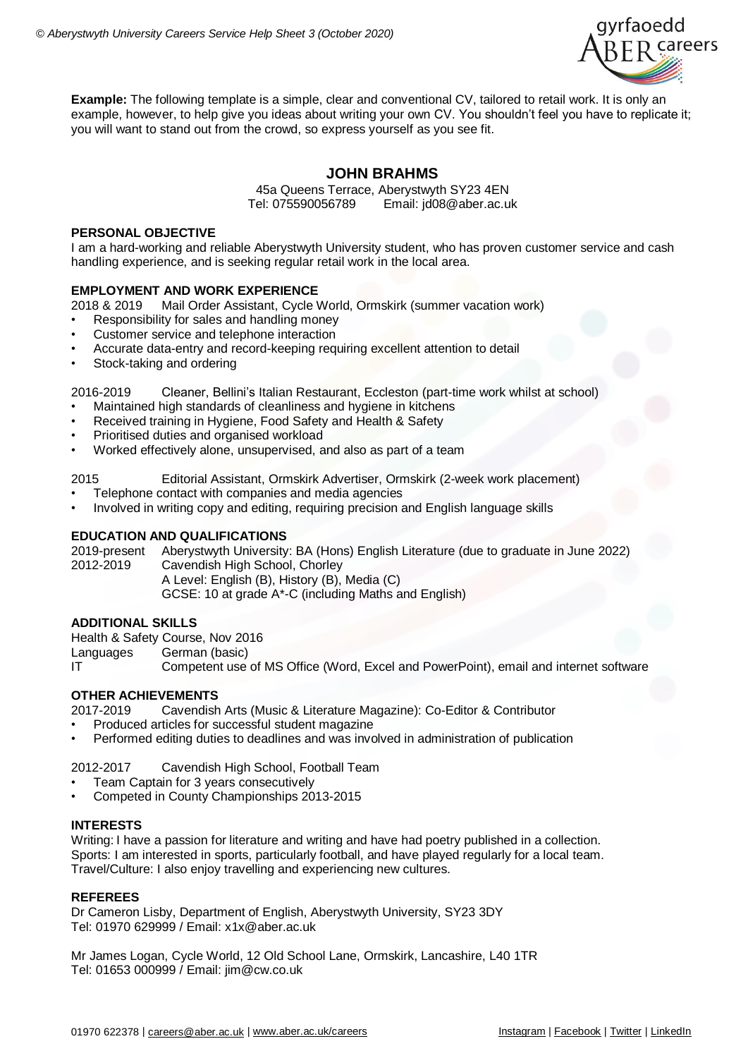**Example:** The following template is a simple, clear and conventional CV, tailored to retail work. It is only an example, however, to help give you ideas about writing your own CV. You shouldn't feel you have to replicate it; you will want to stand out from the crowd, so express yourself as you see fit.

## JOHN BRAHMS

45a Queens Terrace, Aberystwyth SY23 4EN
Tel: 075590056789 Email: jd08@aber.ac.uk

### PERSONAL OBJECTIVE

I am a hard-working and reliable Aberystwyth University student, who has proven customer service and cash handling experience, and is seeking regular retail work in the local area.

### EMPLOYMENT AND WORK EXPERIENCE

2018 & 2019 Mail Order Assistant, Cycle World, Ormskirk (summer vacation work)

- Responsibility for sales and handling money
- Customer service and telephone interaction
- Accurate data-entry and record-keeping requiring excellent attention to detail
- Stock-taking and ordering

2016-2019 Cleaner, Bellini's Italian Restaurant, Eccleston (part-time work whilst at school)

- Maintained high standards of cleanliness and hygiene in kitchens
- Received training in Hygiene, Food Safety and Health & Safety
- Prioritised duties and organised workload
- Worked effectively alone, unsupervised, and also as part of a team

2015 Editorial Assistant, Ormskirk Advertiser, Ormskirk (2-week work placement)

- Telephone contact with companies and media agencies
- Involved in writing copy and editing, requiring precision and English language skills

### EDUCATION AND QUALIFICATIONS

| | |
|---|---|
| 2019-present | Aberystwyth University: BA (Hons) English Literature (due to graduate in June 2022) |
| 2012-2019 | Cavendish High School, Chorley |
| | A Level: English (B), History (B), Media (C) |
| | GCSE: 10 at grade A*-C (including Maths and English) |

### ADDITIONAL SKILLS

Health & Safety Course, Nov 2016

| | |
|---|---|
| Languages | German (basic) |
| IT | Competent use of MS Office (Word, Excel and PowerPoint), email and internet software |

### OTHER ACHIEVEMENTS

2017-2019 Cavendish Arts (Music & Literature Magazine): Co-Editor & Contributor

- Produced articles for successful student magazine
- Performed editing duties to deadlines and was involved in administration of publication

2012-2017 Cavendish High School, Football Team

- Team Captain for 3 years consecutively
- Competed in County Championships 2013-2015

### INTERESTS

Writing: I have a passion for literature and writing and have had poetry published in a collection.
Sports: I am interested in sports, particularly football, and have played regularly for a local team.
Travel/Culture: I also enjoy travelling and experiencing new cultures.

### REFEREES

Dr Cameron Lisby, Department of English, Aberystwyth University, SY23 3DY
Tel: 01970 629999 / Email: x1x@aber.ac.uk

Mr James Logan, Cycle World, 12 Old School Lane, Ormskirk, Lancashire, L40 1TR
Tel: 01653 000999 / Email: jim@cw.co.uk